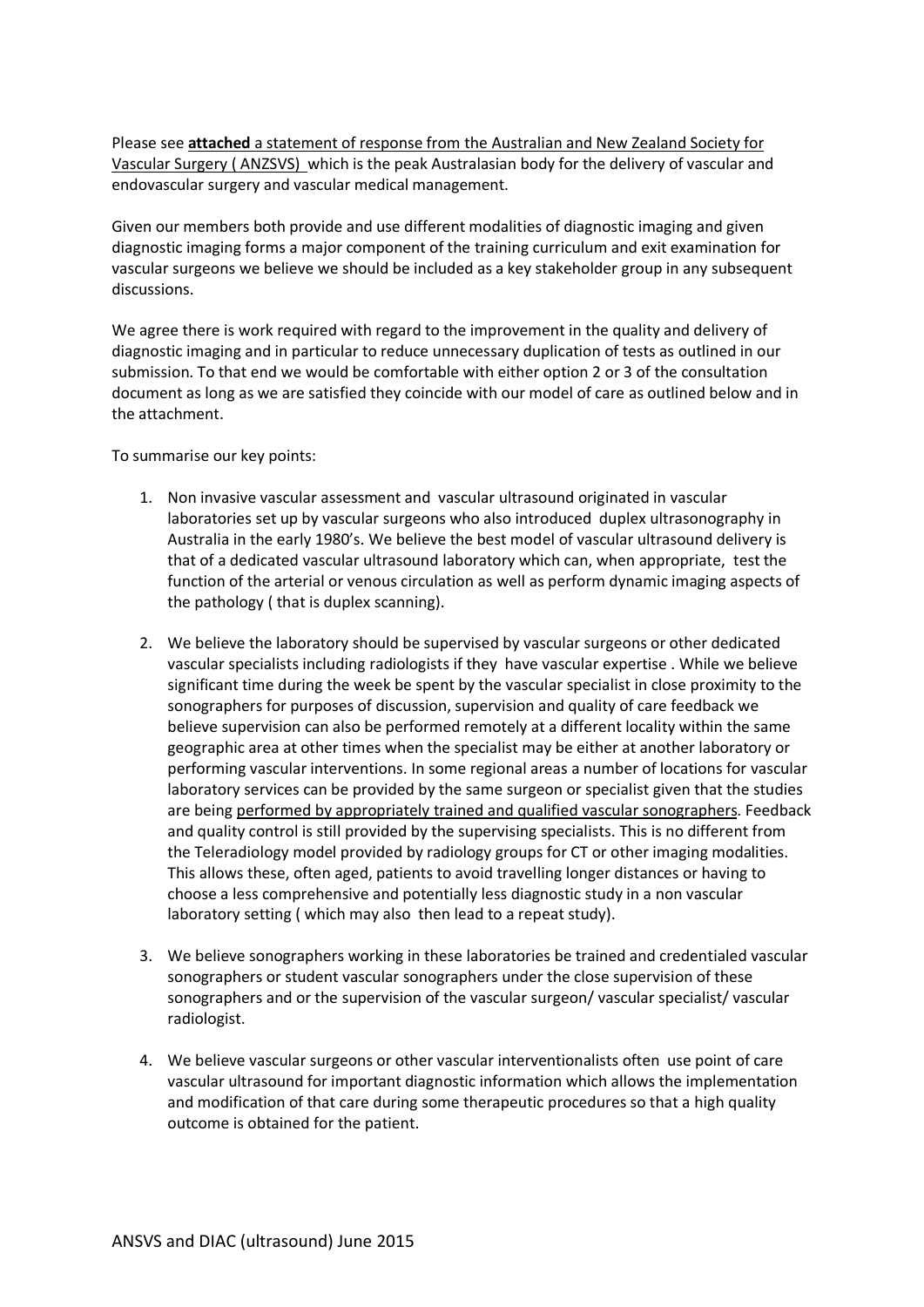Please see **attached** a statement of response from the Australian and New Zealand Society for Vascular Surgery ( ANZSVS) which is the peak Australasian body for the delivery of vascular and endovascular surgery and vascular medical management.

Given our members both provide and use different modalities of diagnostic imaging and given diagnostic imaging forms a major component of the training curriculum and exit examination for vascular surgeons we believe we should be included as a key stakeholder group in any subsequent discussions.

We agree there is work required with regard to the improvement in the quality and delivery of diagnostic imaging and in particular to reduce unnecessary duplication of tests as outlined in our submission. To that end we would be comfortable with either option 2 or 3 of the consultation document as long as we are satisfied they coincide with our model of care as outlined below and in the attachment.

To summarise our key points:

1. Non invasive vascular assessment and vascular ultrasound originated in vascular laboratories set up by vascular surgeons who also introduced duplex ultrasonography in Australia in the early 1980's. We believe the best model of vascular ultrasound delivery is that of a dedicated vascular ultrasound laboratory which can, when appropriate, test the function of the arterial or venous circulation as well as perform dynamic imaging aspects of the pathology ( that is duplex scanning).

2. We believe the laboratory should be supervised by vascular surgeons or other dedicated vascular specialists including radiologists if they have vascular expertise . While we believe significant time during the week be spent by the vascular specialist in close proximity to the sonographers for purposes of discussion, supervision and quality of care feedback we believe supervision can also be performed remotely at a different locality within the same geographic area at other times when the specialist may be either at another laboratory or performing vascular interventions. In some regional areas a number of locations for vascular laboratory services can be provided by the same surgeon or specialist given that the studies are being performed by appropriately trained and qualified vascular sonographers. Feedback and quality control is still provided by the supervising specialists. This is no different from the Teleradiology model provided by radiology groups for CT or other imaging modalities. This allows these, often aged, patients to avoid travelling longer distances or having to choose a less comprehensive and potentially less diagnostic study in a non vascular laboratory setting ( which may also then lead to a repeat study).

3. We believe sonographers working in these laboratories be trained and credentialed vascular sonographers or student vascular sonographers under the close supervision of these sonographers and or the supervision of the vascular surgeon/ vascular specialist/ vascular radiologist.

4. We believe vascular surgeons or other vascular interventionalists often use point of care vascular ultrasound for important diagnostic information which allows the implementation and modification of that care during some therapeutic procedures so that a high quality outcome is obtained for the patient.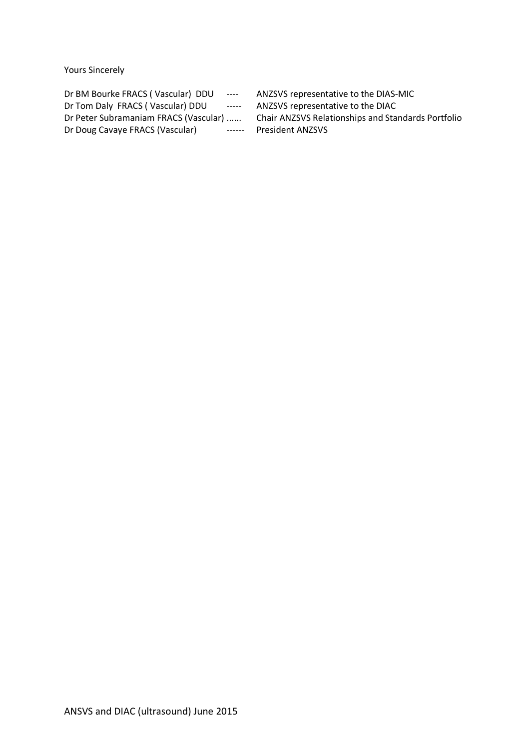Yours Sincerely

Dr BM Bourke FRACS ( Vascular) DDU ---- ANZSVS representative to the DIAS-MIC
Dr Tom Daly FRACS ( Vascular) DDU ----- ANZSVS representative to the DIAC
Dr Peter Subramaniam FRACS (Vascular) ...... Chair ANZSVS Relationships and Standards Portfolio
Dr Doug Cavaye FRACS (Vascular) ------ President ANZSVS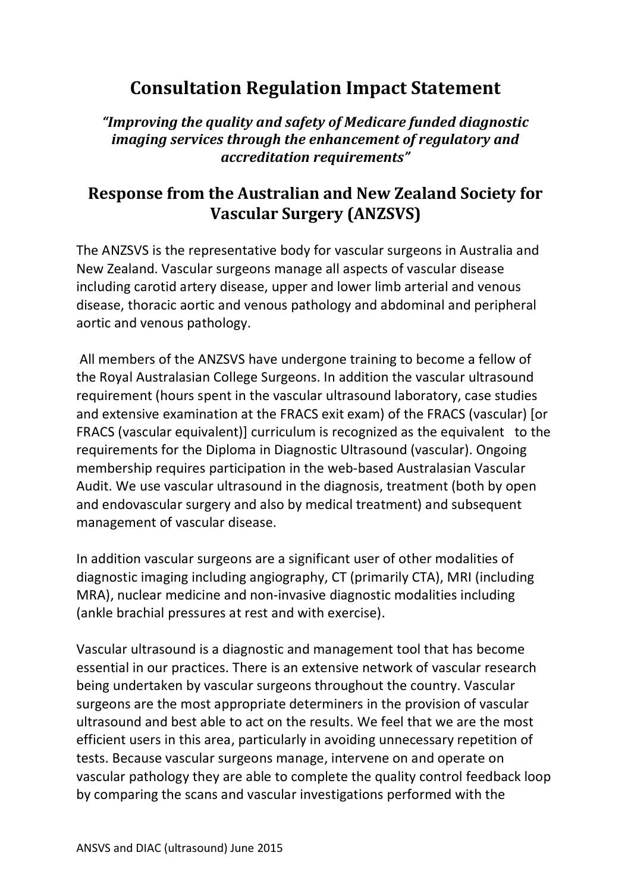# Consultation Regulation Impact Statement

### *"Improving the quality and safety of Medicare funded diagnostic imaging services through the enhancement of regulatory and accreditation requirements"*

## Response from the Australian and New Zealand Society for Vascular Surgery (ANZSVS)

The ANZSVS is the representative body for vascular surgeons in Australia and New Zealand. Vascular surgeons manage all aspects of vascular disease including carotid artery disease, upper and lower limb arterial and venous disease, thoracic aortic and venous pathology and abdominal and peripheral aortic and venous pathology.

All members of the ANZSVS have undergone training to become a fellow of the Royal Australasian College Surgeons. In addition the vascular ultrasound requirement (hours spent in the vascular ultrasound laboratory, case studies and extensive examination at the FRACS exit exam) of the FRACS (vascular) [or FRACS (vascular equivalent)] curriculum is recognized as the equivalent to the requirements for the Diploma in Diagnostic Ultrasound (vascular). Ongoing membership requires participation in the web-based Australasian Vascular Audit. We use vascular ultrasound in the diagnosis, treatment (both by open and endovascular surgery and also by medical treatment) and subsequent management of vascular disease.

In addition vascular surgeons are a significant user of other modalities of diagnostic imaging including angiography, CT (primarily CTA), MRI (including MRA), nuclear medicine and non-invasive diagnostic modalities including (ankle brachial pressures at rest and with exercise).

Vascular ultrasound is a diagnostic and management tool that has become essential in our practices. There is an extensive network of vascular research being undertaken by vascular surgeons throughout the country. Vascular surgeons are the most appropriate determiners in the provision of vascular ultrasound and best able to act on the results. We feel that we are the most efficient users in this area, particularly in avoiding unnecessary repetition of tests. Because vascular surgeons manage, intervene on and operate on vascular pathology they are able to complete the quality control feedback loop by comparing the scans and vascular investigations performed with the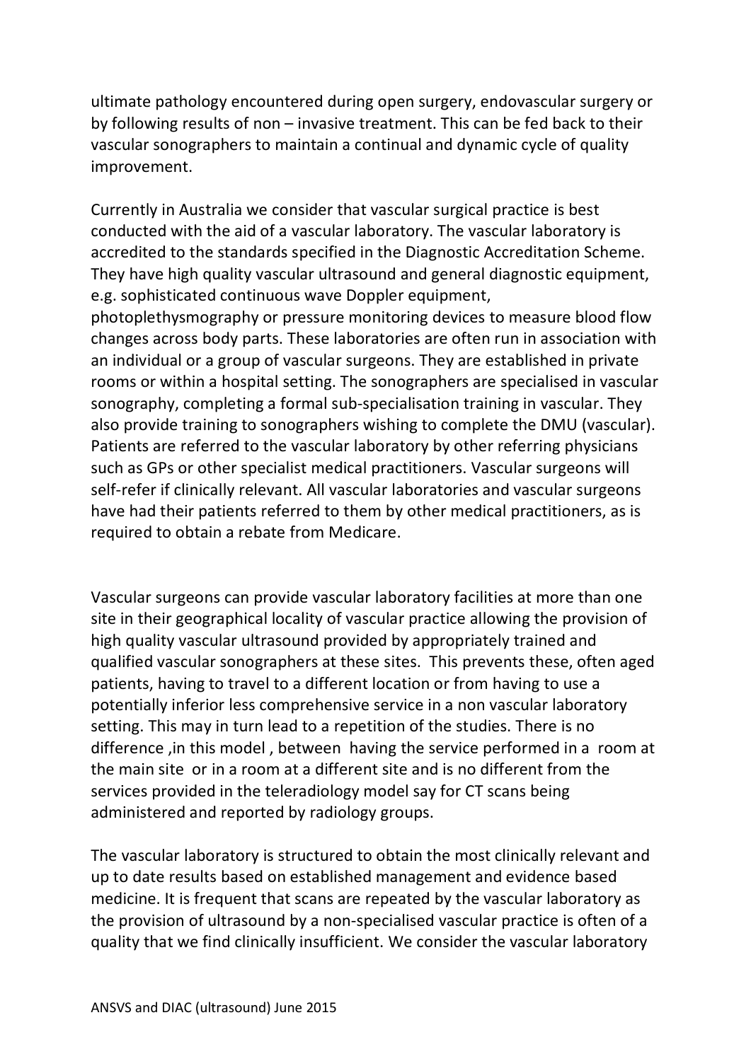ultimate pathology encountered during open surgery, endovascular surgery or by following results of non – invasive treatment. This can be fed back to their vascular sonographers to maintain a continual and dynamic cycle of quality improvement.

Currently in Australia we consider that vascular surgical practice is best conducted with the aid of a vascular laboratory. The vascular laboratory is accredited to the standards specified in the Diagnostic Accreditation Scheme. They have high quality vascular ultrasound and general diagnostic equipment, e.g. sophisticated continuous wave Doppler equipment, photoplethysmography or pressure monitoring devices to measure blood flow changes across body parts. These laboratories are often run in association with an individual or a group of vascular surgeons. They are established in private rooms or within a hospital setting. The sonographers are specialised in vascular sonography, completing a formal sub-specialisation training in vascular. They also provide training to sonographers wishing to complete the DMU (vascular). Patients are referred to the vascular laboratory by other referring physicians such as GPs or other specialist medical practitioners. Vascular surgeons will self-refer if clinically relevant. All vascular laboratories and vascular surgeons have had their patients referred to them by other medical practitioners, as is required to obtain a rebate from Medicare.

Vascular surgeons can provide vascular laboratory facilities at more than one site in their geographical locality of vascular practice allowing the provision of high quality vascular ultrasound provided by appropriately trained and qualified vascular sonographers at these sites. This prevents these, often aged patients, having to travel to a different location or from having to use a potentially inferior less comprehensive service in a non vascular laboratory setting. This may in turn lead to a repetition of the studies. There is no difference ,in this model , between having the service performed in a room at the main site or in a room at a different site and is no different from the services provided in the teleradiology model say for CT scans being administered and reported by radiology groups.

The vascular laboratory is structured to obtain the most clinically relevant and up to date results based on established management and evidence based medicine. It is frequent that scans are repeated by the vascular laboratory as the provision of ultrasound by a non-specialised vascular practice is often of a quality that we find clinically insufficient. We consider the vascular laboratory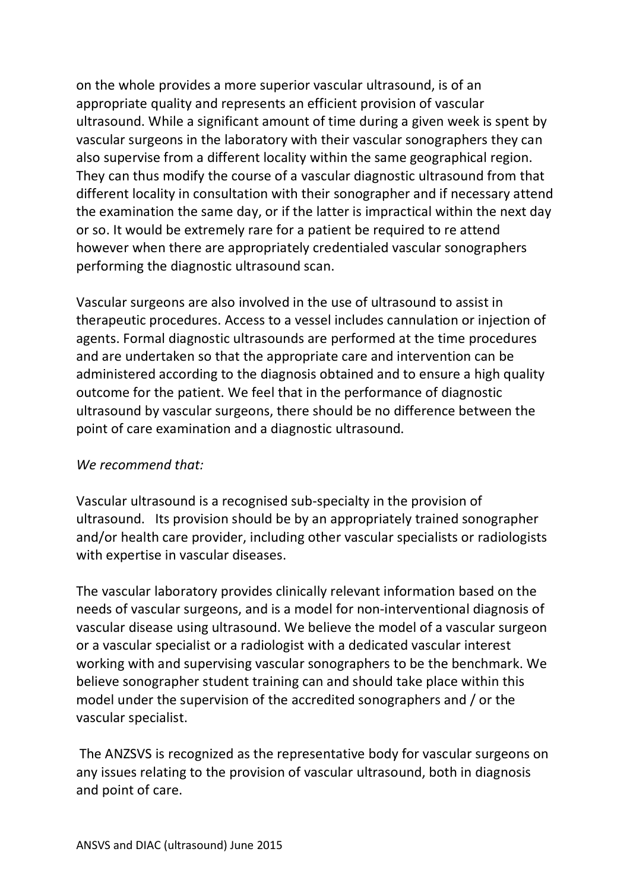on the whole provides a more superior vascular ultrasound, is of an appropriate quality and represents an efficient provision of vascular ultrasound. While a significant amount of time during a given week is spent by vascular surgeons in the laboratory with their vascular sonographers they can also supervise from a different locality within the same geographical region. They can thus modify the course of a vascular diagnostic ultrasound from that different locality in consultation with their sonographer and if necessary attend the examination the same day, or if the latter is impractical within the next day or so. It would be extremely rare for a patient be required to re attend however when there are appropriately credentialed vascular sonographers performing the diagnostic ultrasound scan.

Vascular surgeons are also involved in the use of ultrasound to assist in therapeutic procedures. Access to a vessel includes cannulation or injection of agents. Formal diagnostic ultrasounds are performed at the time procedures and are undertaken so that the appropriate care and intervention can be administered according to the diagnosis obtained and to ensure a high quality outcome for the patient. We feel that in the performance of diagnostic ultrasound by vascular surgeons, there should be no difference between the point of care examination and a diagnostic ultrasound.

*We recommend that:*

Vascular ultrasound is a recognised sub-specialty in the provision of ultrasound. Its provision should be by an appropriately trained sonographer and/or health care provider, including other vascular specialists or radiologists with expertise in vascular diseases.

The vascular laboratory provides clinically relevant information based on the needs of vascular surgeons, and is a model for non-interventional diagnosis of vascular disease using ultrasound. We believe the model of a vascular surgeon or a vascular specialist or a radiologist with a dedicated vascular interest working with and supervising vascular sonographers to be the benchmark. We believe sonographer student training can and should take place within this model under the supervision of the accredited sonographers and / or the vascular specialist.

The ANZSVS is recognized as the representative body for vascular surgeons on any issues relating to the provision of vascular ultrasound, both in diagnosis and point of care.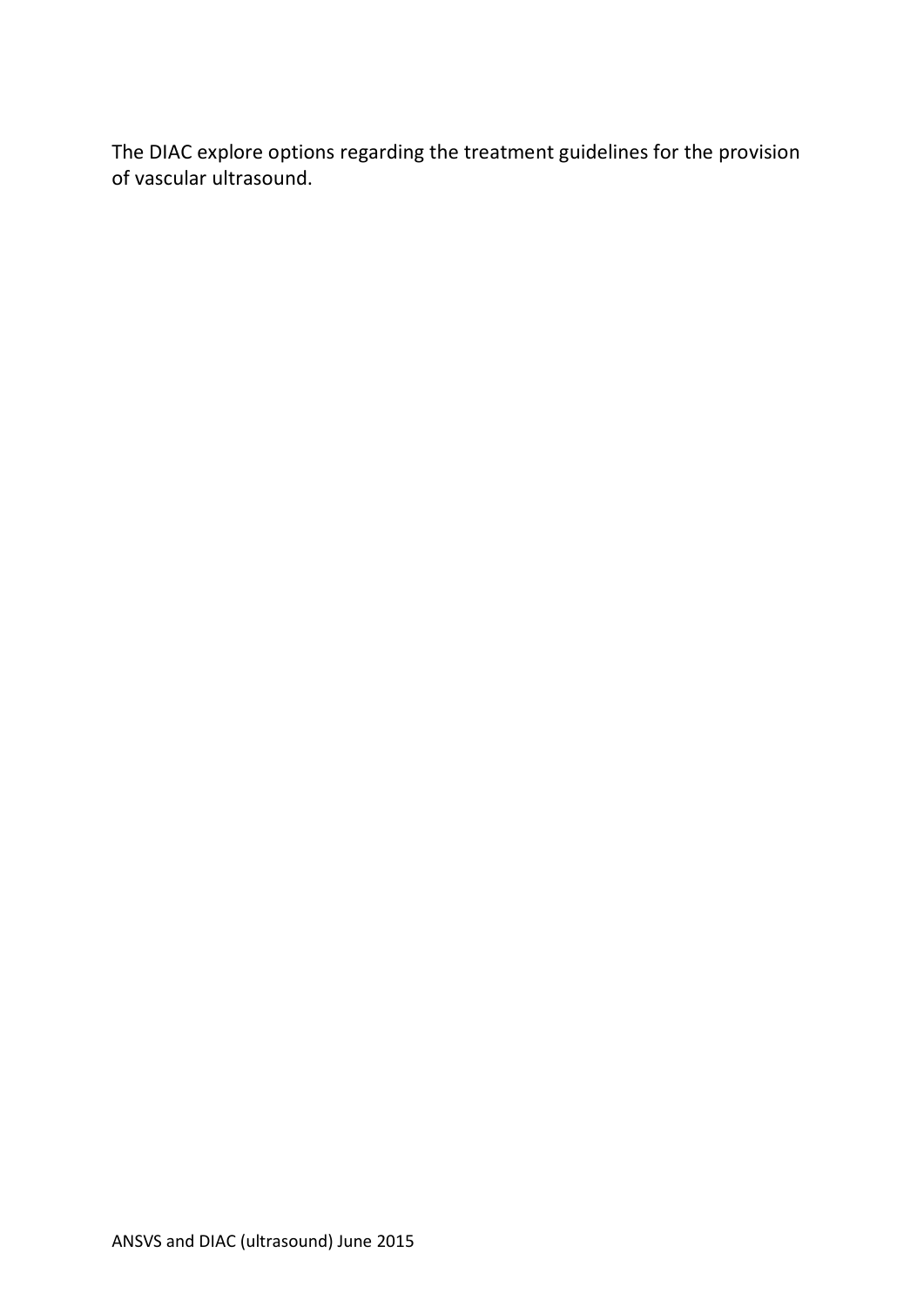The DIAC explore options regarding the treatment guidelines for the provision of vascular ultrasound.